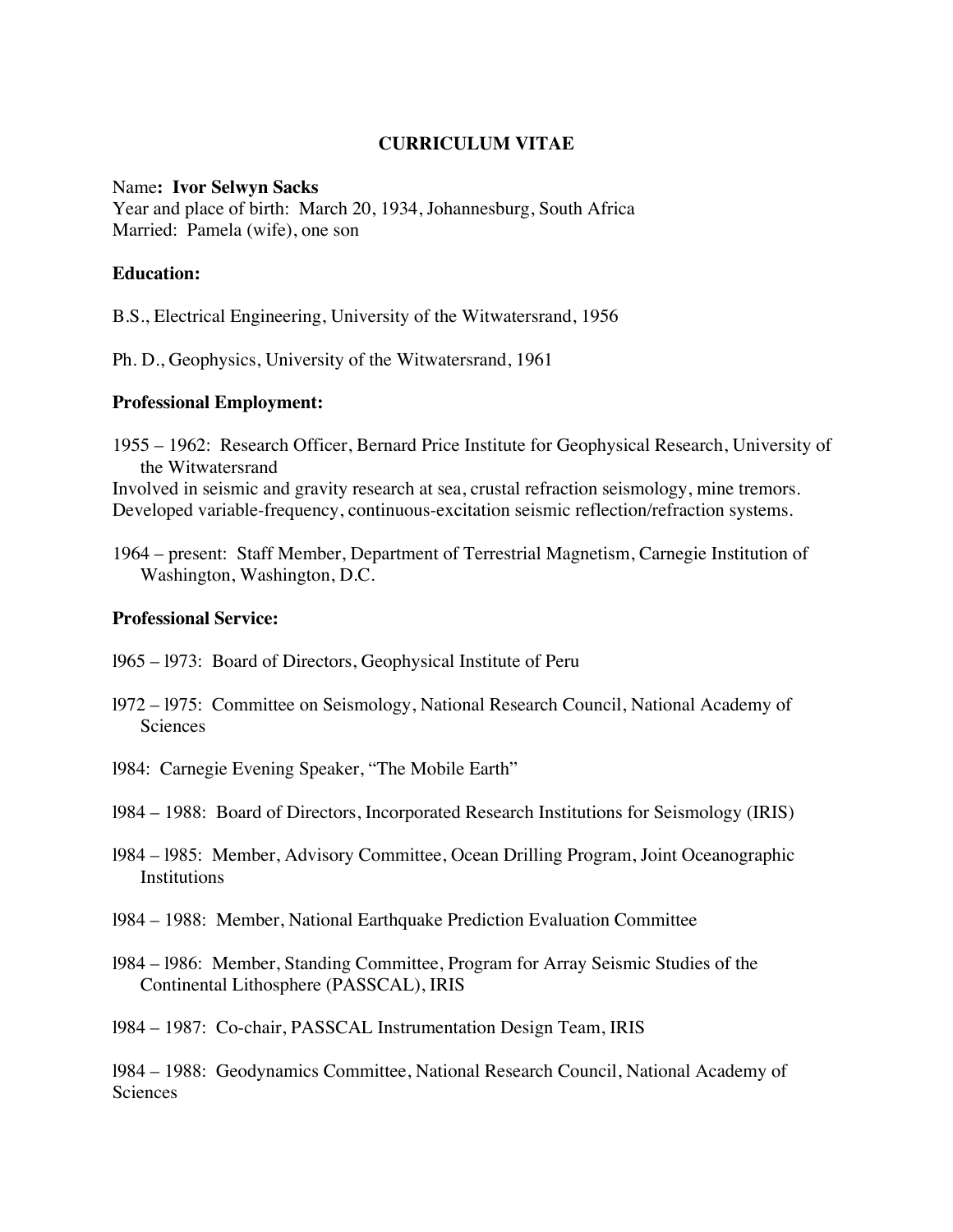# CURRICULUM VITAE

Name**: Ivor Selwyn Sacks**
Year and place of birth: March 20, 1934, Johannesburg, South Africa
Married: Pamela (wife), one son

**Education:**

B.S., Electrical Engineering, University of the Witwatersrand, 1956

Ph. D., Geophysics, University of the Witwatersrand, 1961

**Professional Employment:**

1955 – 1962: Research Officer, Bernard Price Institute for Geophysical Research, University of the Witwatersrand
Involved in seismic and gravity research at sea, crustal refraction seismology, mine tremors. Developed variable-frequency, continuous-excitation seismic reflection/refraction systems.

1964 – present: Staff Member, Department of Terrestrial Magnetism, Carnegie Institution of Washington, Washington, D.C.

**Professional Service:**

l965 – l973: Board of Directors, Geophysical Institute of Peru

l972 – l975: Committee on Seismology, National Research Council, National Academy of Sciences

l984: Carnegie Evening Speaker, "The Mobile Earth"

l984 – 1988: Board of Directors, Incorporated Research Institutions for Seismology (IRIS)

l984 – l985: Member, Advisory Committee, Ocean Drilling Program, Joint Oceanographic Institutions

l984 – 1988: Member, National Earthquake Prediction Evaluation Committee

l984 – l986: Member, Standing Committee, Program for Array Seismic Studies of the Continental Lithosphere (PASSCAL), IRIS

l984 – 1987: Co-chair, PASSCAL Instrumentation Design Team, IRIS

l984 – 1988: Geodynamics Committee, National Research Council, National Academy of Sciences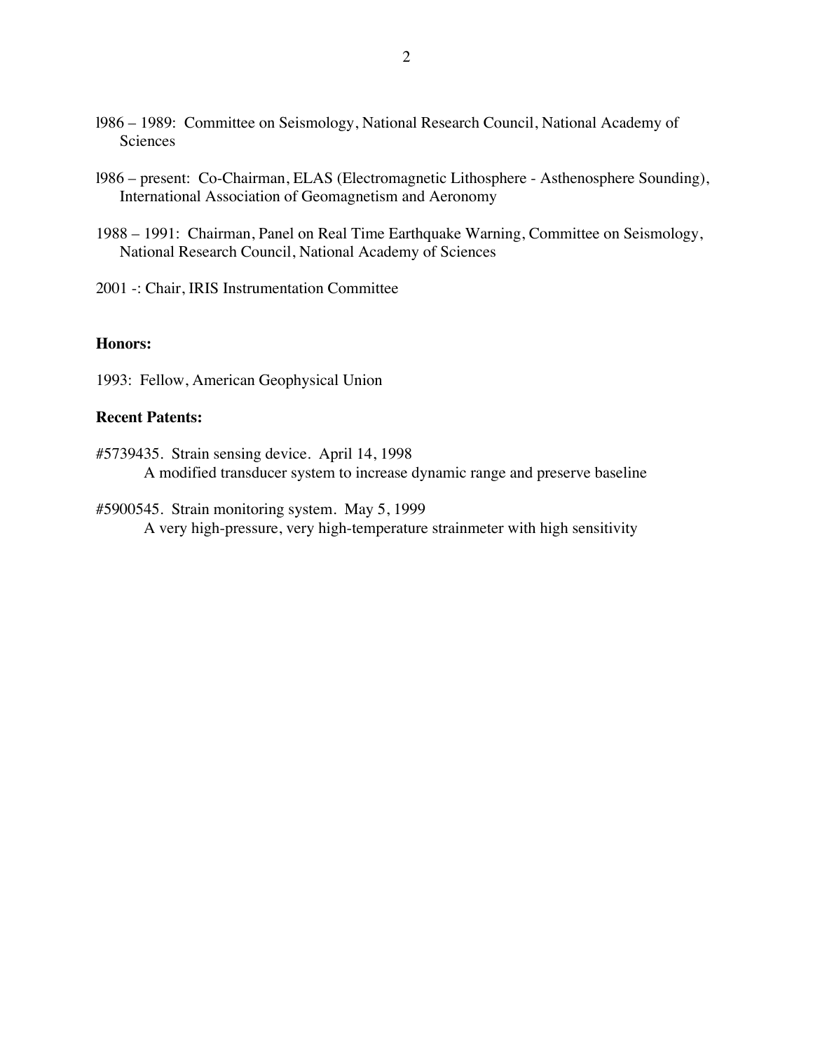l986 – 1989: Committee on Seismology, National Research Council, National Academy of Sciences

l986 – present: Co-Chairman, ELAS (Electromagnetic Lithosphere - Asthenosphere Sounding), International Association of Geomagnetism and Aeronomy

1988 – 1991: Chairman, Panel on Real Time Earthquake Warning, Committee on Seismology, National Research Council, National Academy of Sciences

2001 -: Chair, IRIS Instrumentation Committee

**Honors:**

1993: Fellow, American Geophysical Union

**Recent Patents:**

#5739435. Strain sensing device. April 14, 1998
A modified transducer system to increase dynamic range and preserve baseline

#5900545. Strain monitoring system. May 5, 1999
A very high-pressure, very high-temperature strainmeter with high sensitivity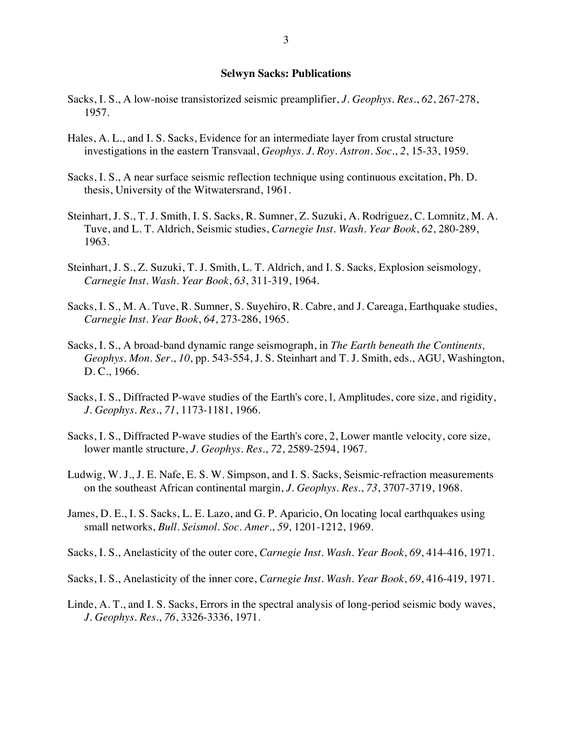**Selwyn Sacks: Publications**

Sacks, I. S., A low-noise transistorized seismic preamplifier, *J. Geophys. Res.*, *62*, 267-278, 1957.

Hales, A. L., and I. S. Sacks, Evidence for an intermediate layer from crustal structure investigations in the eastern Transvaal, *Geophys. J. Roy. Astron. Soc.*, *2*, 15-33, 1959.

Sacks, I. S., A near surface seismic reflection technique using continuous excitation, Ph. D. thesis, University of the Witwatersrand, 1961.

Steinhart, J. S., T. J. Smith, I. S. Sacks, R. Sumner, Z. Suzuki, A. Rodriguez, C. Lomnitz, M. A. Tuve, and L. T. Aldrich, Seismic studies, *Carnegie Inst. Wash. Year Book*, *62*, 280-289, 1963.

Steinhart, J. S., Z. Suzuki, T. J. Smith, L. T. Aldrich, and I. S. Sacks, Explosion seismology, *Carnegie Inst. Wash. Year Book*, *63*, 311-319, 1964.

Sacks, I. S., M. A. Tuve, R. Sumner, S. Suyehiro, R. Cabre, and J. Careaga, Earthquake studies, *Carnegie Inst. Year Book*, *64*, 273-286, 1965.

Sacks, I. S., A broad-band dynamic range seismograph, in *The Earth beneath the Continents, Geophys. Mon. Ser.*, *10*, pp. 543-554, J. S. Steinhart and T. J. Smith, eds., AGU, Washington, D. C., 1966.

Sacks, I. S., Diffracted P-wave studies of the Earth's core, 1, Amplitudes, core size, and rigidity, *J. Geophys. Res.*, *71*, 1173-1181, 1966.

Sacks, I. S., Diffracted P-wave studies of the Earth's core, 2, Lower mantle velocity, core size, lower mantle structure, *J. Geophys. Res.*, *72*, 2589-2594, 1967.

Ludwig, W. J., J. E. Nafe, E. S. W. Simpson, and I. S. Sacks, Seismic-refraction measurements on the southeast African continental margin, *J. Geophys. Res.*, *73*, 3707-3719, 1968.

James, D. E., I. S. Sacks, L. E. Lazo, and G. P. Aparicio, On locating local earthquakes using small networks, *Bull. Seismol. Soc. Amer.*, *59*, 1201-1212, 1969.

Sacks, I. S., Anelasticity of the outer core, *Carnegie Inst. Wash. Year Book*, *69*, 414-416, 1971.

Sacks, I. S., Anelasticity of the inner core, *Carnegie Inst. Wash. Year Book*, *69*, 416-419, 1971.

Linde, A. T., and I. S. Sacks, Errors in the spectral analysis of long-period seismic body waves, *J. Geophys. Res.*, *76*, 3326-3336, 1971.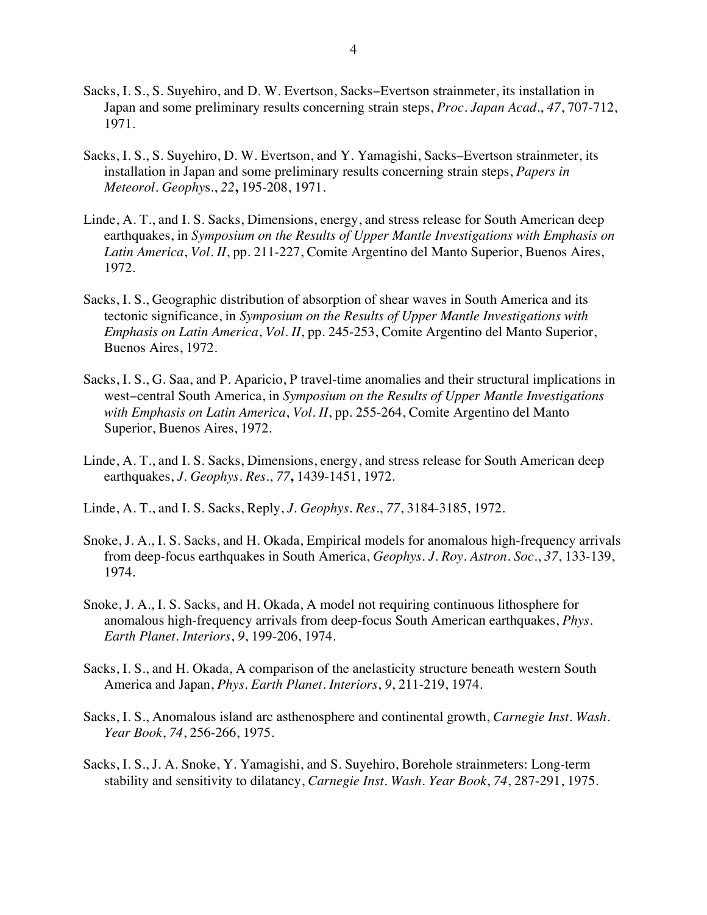Sacks, I. S., S. Suyehiro, and D. W. Evertson, Sacks–Evertson strainmeter, its installation in Japan and some preliminary results concerning strain steps, *Proc. Japan Acad.*, *47*, 707-712, 1971.

Sacks, I. S., S. Suyehiro, D. W. Evertson, and Y. Yamagishi, Sacks–Evertson strainmeter, its installation in Japan and some preliminary results concerning strain steps, *Papers in Meteorol. Geophys.*, *22*, 195-208, 1971.

Linde, A. T., and I. S. Sacks, Dimensions, energy, and stress release for South American deep earthquakes, in *Symposium on the Results of Upper Mantle Investigations with Emphasis on Latin America*, *Vol. II*, pp. 211-227, Comite Argentino del Manto Superior, Buenos Aires, 1972.

Sacks, I. S., Geographic distribution of absorption of shear waves in South America and its tectonic significance, in *Symposium on the Results of Upper Mantle Investigations with Emphasis on Latin America*, *Vol. II*, pp. 245-253, Comite Argentino del Manto Superior, Buenos Aires, 1972.

Sacks, I. S., G. Saa, and P. Aparicio, P travel-time anomalies and their structural implications in west–central South America, in *Symposium on the Results of Upper Mantle Investigations with Emphasis on Latin America*, *Vol. II*, pp. 255-264, Comite Argentino del Manto Superior, Buenos Aires, 1972.

Linde, A. T., and I. S. Sacks, Dimensions, energy, and stress release for South American deep earthquakes, *J. Geophys. Res.*, *77*, 1439-1451, 1972.

Linde, A. T., and I. S. Sacks, Reply, *J. Geophys. Res.*, *77*, 3184-3185, 1972.

Snoke, J. A., I. S. Sacks, and H. Okada, Empirical models for anomalous high-frequency arrivals from deep-focus earthquakes in South America, *Geophys. J. Roy. Astron. Soc.*, *37*, 133-139, 1974.

Snoke, J. A., I. S. Sacks, and H. Okada, A model not requiring continuous lithosphere for anomalous high-frequency arrivals from deep-focus South American earthquakes, *Phys. Earth Planet. Interiors*, *9*, 199-206, 1974.

Sacks, I. S., and H. Okada, A comparison of the anelasticity structure beneath western South America and Japan, *Phys. Earth Planet. Interiors*, *9*, 211-219, 1974.

Sacks, I. S., Anomalous island arc asthenosphere and continental growth, *Carnegie Inst. Wash. Year Book*, *74*, 256-266, 1975.

Sacks, I. S., J. A. Snoke, Y. Yamagishi, and S. Suyehiro, Borehole strainmeters: Long-term stability and sensitivity to dilatancy, *Carnegie Inst. Wash. Year Book*, *74*, 287-291, 1975.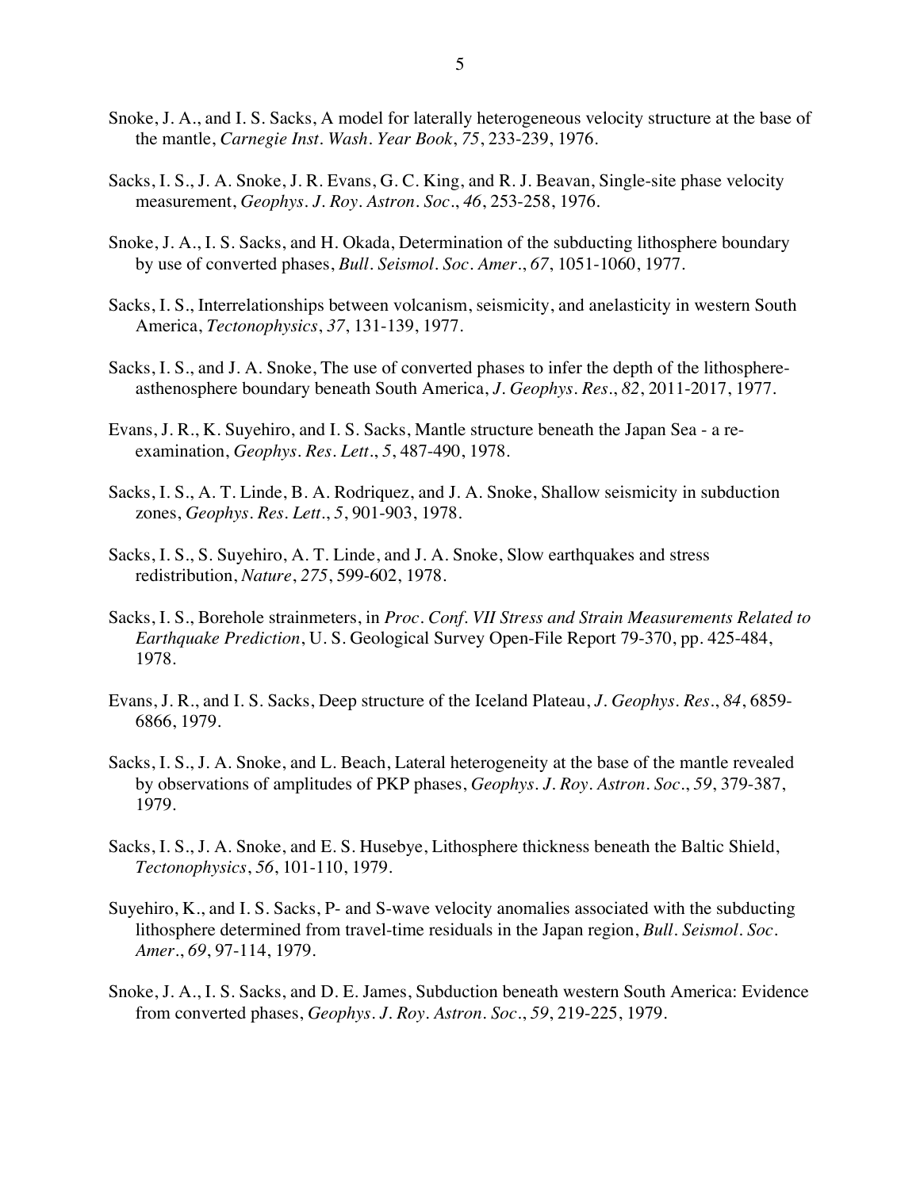Snoke, J. A., and I. S. Sacks, A model for laterally heterogeneous velocity structure at the base of the mantle, *Carnegie Inst. Wash. Year Book*, *75*, 233-239, 1976.

Sacks, I. S., J. A. Snoke, J. R. Evans, G. C. King, and R. J. Beavan, Single-site phase velocity measurement, *Geophys. J. Roy. Astron. Soc.*, *46*, 253-258, 1976.

Snoke, J. A., I. S. Sacks, and H. Okada, Determination of the subducting lithosphere boundary by use of converted phases, *Bull. Seismol. Soc. Amer.*, *67*, 1051-1060, 1977.

Sacks, I. S., Interrelationships between volcanism, seismicity, and anelasticity in western South America, *Tectonophysics*, *37*, 131-139, 1977.

Sacks, I. S., and J. A. Snoke, The use of converted phases to infer the depth of the lithosphere-asthenosphere boundary beneath South America, *J. Geophys. Res.*, *82*, 2011-2017, 1977.

Evans, J. R., K. Suyehiro, and I. S. Sacks, Mantle structure beneath the Japan Sea - a re-examination, *Geophys. Res. Lett.*, *5*, 487-490, 1978.

Sacks, I. S., A. T. Linde, B. A. Rodriquez, and J. A. Snoke, Shallow seismicity in subduction zones, *Geophys. Res. Lett.*, *5*, 901-903, 1978.

Sacks, I. S., S. Suyehiro, A. T. Linde, and J. A. Snoke, Slow earthquakes and stress redistribution, *Nature*, *275*, 599-602, 1978.

Sacks, I. S., Borehole strainmeters, in *Proc. Conf. VII Stress and Strain Measurements Related to Earthquake Prediction*, U. S. Geological Survey Open-File Report 79-370, pp. 425-484, 1978.

Evans, J. R., and I. S. Sacks, Deep structure of the Iceland Plateau, *J. Geophys. Res.*, *84*, 6859-6866, 1979.

Sacks, I. S., J. A. Snoke, and L. Beach, Lateral heterogeneity at the base of the mantle revealed by observations of amplitudes of PKP phases, *Geophys. J. Roy. Astron. Soc.*, *59*, 379-387, 1979.

Sacks, I. S., J. A. Snoke, and E. S. Husebye, Lithosphere thickness beneath the Baltic Shield, *Tectonophysics*, *56*, 101-110, 1979.

Suyehiro, K., and I. S. Sacks, P- and S-wave velocity anomalies associated with the subducting lithosphere determined from travel-time residuals in the Japan region, *Bull. Seismol. Soc. Amer.*, *69*, 97-114, 1979.

Snoke, J. A., I. S. Sacks, and D. E. James, Subduction beneath western South America: Evidence from converted phases, *Geophys. J. Roy. Astron. Soc.*, *59*, 219-225, 1979.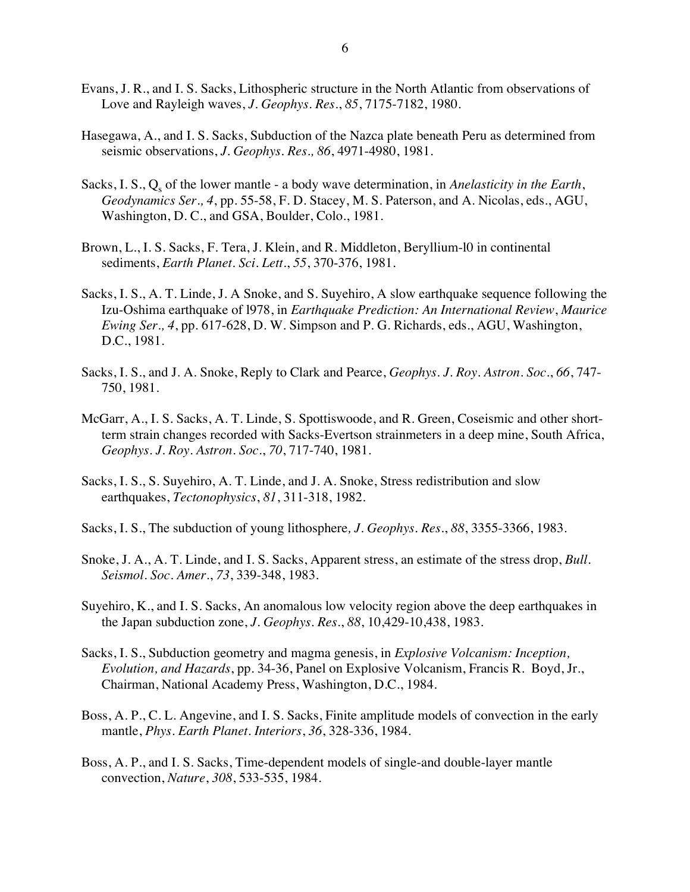Evans, J. R., and I. S. Sacks, Lithospheric structure in the North Atlantic from observations of Love and Rayleigh waves, *J. Geophys. Res.*, *85*, 7175-7182, 1980.

Hasegawa, A., and I. S. Sacks, Subduction of the Nazca plate beneath Peru as determined from seismic observations, *J. Geophys. Res., 86*, 4971-4980, 1981.

Sacks, I. S., $Q_s$ of the lower mantle - a body wave determination, in *Anelasticity in the Earth*, *Geodynamics Ser., 4*, pp. 55-58, F. D. Stacey, M. S. Paterson, and A. Nicolas, eds., AGU, Washington, D. C., and GSA, Boulder, Colo., 1981.

Brown, L., I. S. Sacks, F. Tera, J. Klein, and R. Middleton, Beryllium-l0 in continental sediments, *Earth Planet. Sci. Lett.*, *55*, 370-376, 1981.

Sacks, I. S., A. T. Linde, J. A Snoke, and S. Suyehiro, A slow earthquake sequence following the Izu-Oshima earthquake of l978, in *Earthquake Prediction: An International Review*, *Maurice Ewing Ser., 4*, pp. 617-628, D. W. Simpson and P. G. Richards, eds., AGU, Washington, D.C., 1981.

Sacks, I. S., and J. A. Snoke, Reply to Clark and Pearce, *Geophys. J. Roy. Astron. Soc.*, *66*, 747-750, 1981.

McGarr, A., I. S. Sacks, A. T. Linde, S. Spottiswoode, and R. Green, Coseismic and other short-term strain changes recorded with Sacks-Evertson strainmeters in a deep mine, South Africa, *Geophys. J. Roy. Astron. Soc.*, *70*, 717-740, 1981.

Sacks, I. S., S. Suyehiro, A. T. Linde, and J. A. Snoke, Stress redistribution and slow earthquakes, *Tectonophysics*, *81*, 311-318, 1982.

Sacks, I. S., The subduction of young lithosphere*, J. Geophys. Res.*, *88*, 3355-3366, 1983.

Snoke, J. A., A. T. Linde, and I. S. Sacks, Apparent stress, an estimate of the stress drop, *Bull. Seismol. Soc. Amer.*, *73*, 339-348, 1983.

Suyehiro, K., and I. S. Sacks, An anomalous low velocity region above the deep earthquakes in the Japan subduction zone, *J. Geophys. Res.*, *88*, 10,429-10,438, 1983.

Sacks, I. S., Subduction geometry and magma genesis, in *Explosive Volcanism: Inception, Evolution, and Hazards*, pp. 34-36, Panel on Explosive Volcanism, Francis R. Boyd, Jr., Chairman, National Academy Press, Washington, D.C., 1984.

Boss, A. P., C. L. Angevine, and I. S. Sacks, Finite amplitude models of convection in the early mantle, *Phys. Earth Planet. Interiors*, *36*, 328-336, 1984.

Boss, A. P., and I. S. Sacks, Time-dependent models of single-and double-layer mantle convection, *Nature*, *308*, 533-535, 1984.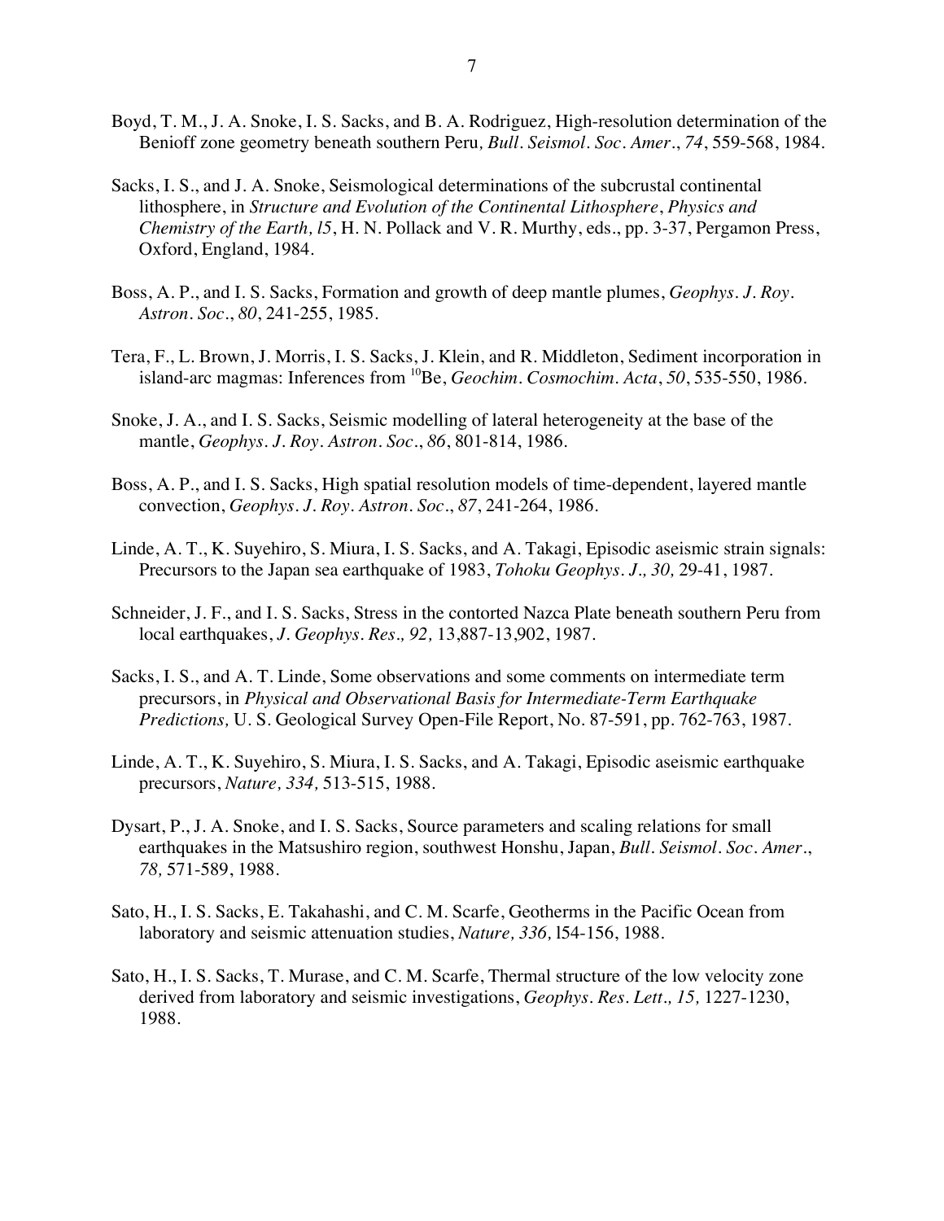Boyd, T. M., J. A. Snoke, I. S. Sacks, and B. A. Rodriguez, High-resolution determination of the Benioff zone geometry beneath southern Peru, *Bull. Seismol. Soc. Amer.*, *74*, 559-568, 1984.

Sacks, I. S., and J. A. Snoke, Seismological determinations of the subcrustal continental lithosphere, in *Structure and Evolution of the Continental Lithosphere*, *Physics and Chemistry of the Earth, l5*, H. N. Pollack and V. R. Murthy, eds., pp. 3-37, Pergamon Press, Oxford, England, 1984.

Boss, A. P., and I. S. Sacks, Formation and growth of deep mantle plumes, *Geophys. J. Roy. Astron. Soc.*, *80*, 241-255, 1985.

Tera, F., L. Brown, J. Morris, I. S. Sacks, J. Klein, and R. Middleton, Sediment incorporation in island-arc magmas: Inferences from $^{10}$Be, *Geochim. Cosmochim. Acta*, *50*, 535-550, 1986.

Snoke, J. A., and I. S. Sacks, Seismic modelling of lateral heterogeneity at the base of the mantle, *Geophys. J. Roy. Astron. Soc.*, *86*, 801-814, 1986.

Boss, A. P., and I. S. Sacks, High spatial resolution models of time-dependent, layered mantle convection, *Geophys. J. Roy. Astron. Soc.*, *87*, 241-264, 1986.

Linde, A. T., K. Suyehiro, S. Miura, I. S. Sacks, and A. Takagi, Episodic aseismic strain signals: Precursors to the Japan sea earthquake of 1983, *Tohoku Geophys. J., 30,* 29-41, 1987.

Schneider, J. F., and I. S. Sacks, Stress in the contorted Nazca Plate beneath southern Peru from local earthquakes, *J. Geophys. Res., 92,* 13,887-13,902, 1987.

Sacks, I. S., and A. T. Linde, Some observations and some comments on intermediate term precursors, in *Physical and Observational Basis for Intermediate-Term Earthquake Predictions,* U. S. Geological Survey Open-File Report, No. 87-591, pp. 762-763, 1987.

Linde, A. T., K. Suyehiro, S. Miura, I. S. Sacks, and A. Takagi, Episodic aseismic earthquake precursors, *Nature, 334,* 513-515, 1988.

Dysart, P., J. A. Snoke, and I. S. Sacks, Source parameters and scaling relations for small earthquakes in the Matsushiro region, southwest Honshu, Japan, *Bull. Seismol. Soc. Amer.*, *78,* 571-589, 1988.

Sato, H., I. S. Sacks, E. Takahashi, and C. M. Scarfe, Geotherms in the Pacific Ocean from laboratory and seismic attenuation studies, *Nature, 336,* l54-156, 1988.

Sato, H., I. S. Sacks, T. Murase, and C. M. Scarfe, Thermal structure of the low velocity zone derived from laboratory and seismic investigations, *Geophys. Res. Lett., 15,* 1227-1230, 1988.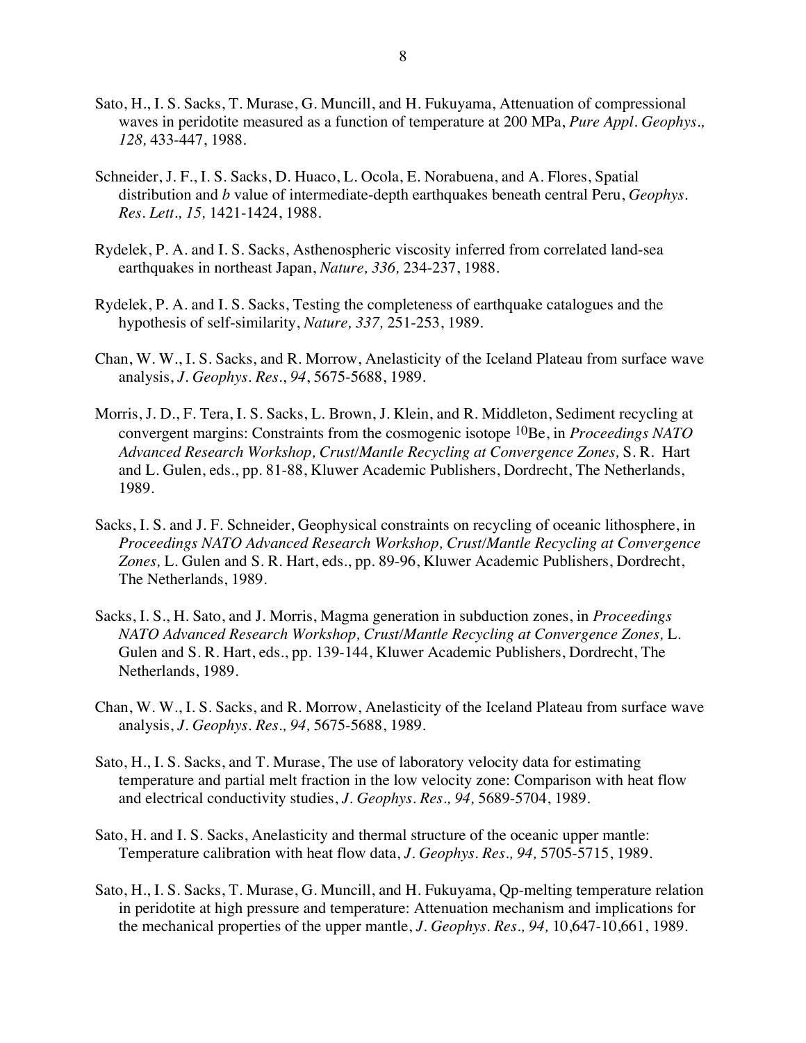Sato, H., I. S. Sacks, T. Murase, G. Muncill, and H. Fukuyama, Attenuation of compressional waves in peridotite measured as a function of temperature at 200 MPa, *Pure Appl. Geophys., 128,* 433-447, 1988.

Schneider, J. F., I. S. Sacks, D. Huaco, L. Ocola, E. Norabuena, and A. Flores, Spatial distribution and *b* value of intermediate-depth earthquakes beneath central Peru, *Geophys. Res. Lett., 15,* 1421-1424, 1988.

Rydelek, P. A. and I. S. Sacks, Asthenospheric viscosity inferred from correlated land-sea earthquakes in northeast Japan, *Nature, 336,* 234-237, 1988.

Rydelek, P. A. and I. S. Sacks, Testing the completeness of earthquake catalogues and the hypothesis of self-similarity, *Nature, 337,* 251-253, 1989.

Chan, W. W., I. S. Sacks, and R. Morrow, Anelasticity of the Iceland Plateau from surface wave analysis, *J. Geophys. Res.*, *94*, 5675-5688, 1989.

Morris, J. D., F. Tera, I. S. Sacks, L. Brown, J. Klein, and R. Middleton, Sediment recycling at convergent margins: Constraints from the cosmogenic isotope $^{10}$Be, in *Proceedings NATO Advanced Research Workshop, Crust/Mantle Recycling at Convergence Zones,* S. R. Hart and L. Gulen, eds., pp. 81-88, Kluwer Academic Publishers, Dordrecht, The Netherlands, 1989.

Sacks, I. S. and J. F. Schneider, Geophysical constraints on recycling of oceanic lithosphere, in *Proceedings NATO Advanced Research Workshop, Crust/Mantle Recycling at Convergence Zones,* L. Gulen and S. R. Hart, eds., pp. 89-96, Kluwer Academic Publishers, Dordrecht, The Netherlands, 1989.

Sacks, I. S., H. Sato, and J. Morris, Magma generation in subduction zones, in *Proceedings NATO Advanced Research Workshop, Crust/Mantle Recycling at Convergence Zones,* L. Gulen and S. R. Hart, eds., pp. 139-144, Kluwer Academic Publishers, Dordrecht, The Netherlands, 1989.

Chan, W. W., I. S. Sacks, and R. Morrow, Anelasticity of the Iceland Plateau from surface wave analysis, *J. Geophys. Res., 94,* 5675-5688, 1989.

Sato, H., I. S. Sacks, and T. Murase, The use of laboratory velocity data for estimating temperature and partial melt fraction in the low velocity zone: Comparison with heat flow and electrical conductivity studies, *J. Geophys. Res., 94,* 5689-5704, 1989.

Sato, H. and I. S. Sacks, Anelasticity and thermal structure of the oceanic upper mantle: Temperature calibration with heat flow data, *J. Geophys. Res., 94,* 5705-5715, 1989.

Sato, H., I. S. Sacks, T. Murase, G. Muncill, and H. Fukuyama, Qp-melting temperature relation in peridotite at high pressure and temperature: Attenuation mechanism and implications for the mechanical properties of the upper mantle, *J. Geophys. Res., 94,* 10,647-10,661, 1989.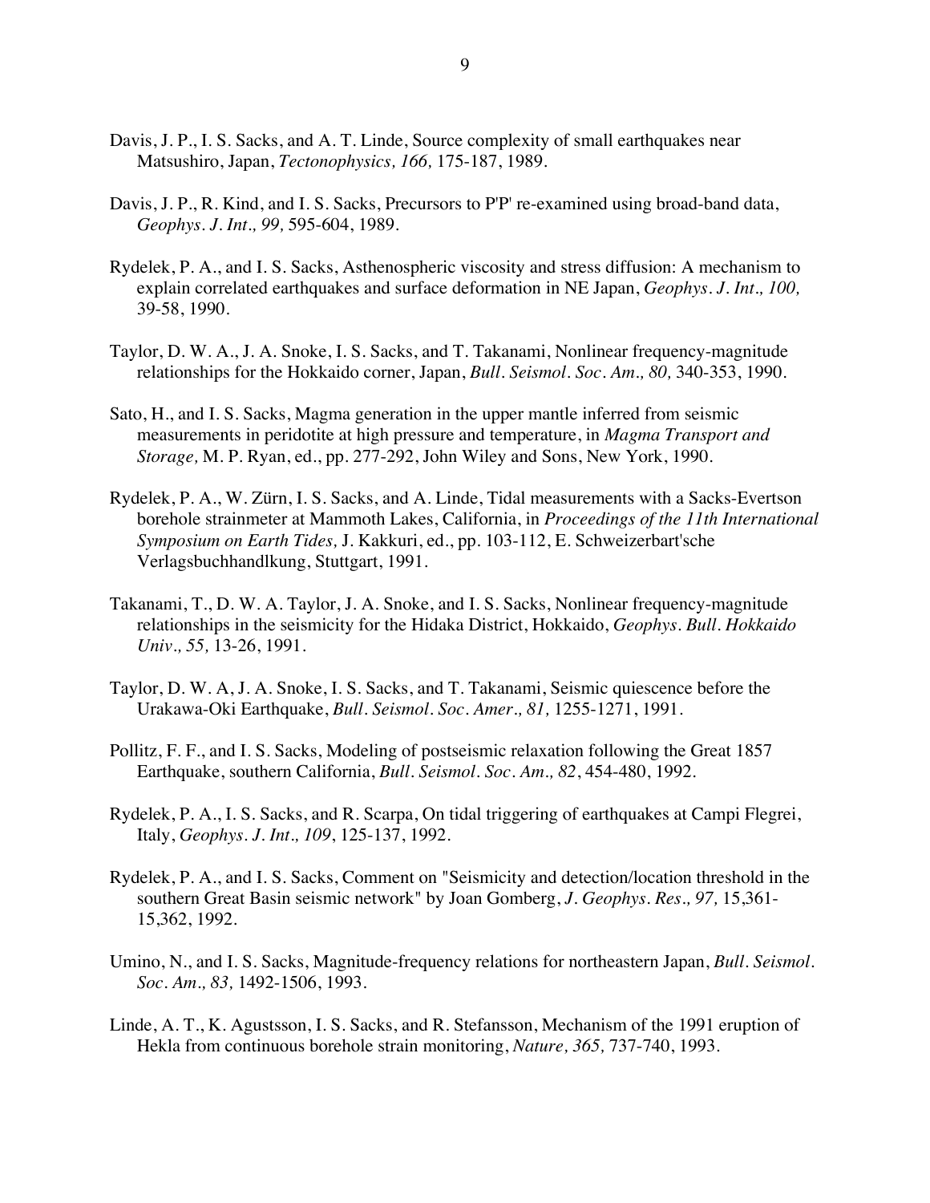Davis, J. P., I. S. Sacks, and A. T. Linde, Source complexity of small earthquakes near Matsushiro, Japan, *Tectonophysics, 166,* 175-187, 1989.

Davis, J. P., R. Kind, and I. S. Sacks, Precursors to P'P' re-examined using broad-band data, *Geophys. J. Int., 99,* 595-604, 1989.

Rydelek, P. A., and I. S. Sacks, Asthenospheric viscosity and stress diffusion: A mechanism to explain correlated earthquakes and surface deformation in NE Japan, *Geophys. J. Int., 100,* 39-58, 1990.

Taylor, D. W. A., J. A. Snoke, I. S. Sacks, and T. Takanami, Nonlinear frequency-magnitude relationships for the Hokkaido corner, Japan, *Bull. Seismol. Soc. Am., 80,* 340-353, 1990.

Sato, H., and I. S. Sacks, Magma generation in the upper mantle inferred from seismic measurements in peridotite at high pressure and temperature, in *Magma Transport and Storage,* M. P. Ryan, ed., pp. 277-292, John Wiley and Sons, New York, 1990.

Rydelek, P. A., W. Zürn, I. S. Sacks, and A. Linde, Tidal measurements with a Sacks-Evertson borehole strainmeter at Mammoth Lakes, California, in *Proceedings of the 11th International Symposium on Earth Tides,* J. Kakkuri, ed., pp. 103-112, E. Schweizerbart'sche Verlagsbuchhandlkung, Stuttgart, 1991.

Takanami, T., D. W. A. Taylor, J. A. Snoke, and I. S. Sacks, Nonlinear frequency-magnitude relationships in the seismicity for the Hidaka District, Hokkaido, *Geophys. Bull. Hokkaido Univ., 55,* 13-26, 1991.

Taylor, D. W. A, J. A. Snoke, I. S. Sacks, and T. Takanami, Seismic quiescence before the Urakawa-Oki Earthquake, *Bull. Seismol. Soc. Amer., 81,* 1255-1271, 1991.

Pollitz, F. F., and I. S. Sacks, Modeling of postseismic relaxation following the Great 1857 Earthquake, southern California, *Bull. Seismol. Soc. Am., 82*, 454-480, 1992.

Rydelek, P. A., I. S. Sacks, and R. Scarpa, On tidal triggering of earthquakes at Campi Flegrei, Italy, *Geophys. J. Int., 109*, 125-137, 1992.

Rydelek, P. A., and I. S. Sacks, Comment on "Seismicity and detection/location threshold in the southern Great Basin seismic network" by Joan Gomberg, *J. Geophys. Res., 97,* 15,361-15,362, 1992.

Umino, N., and I. S. Sacks, Magnitude-frequency relations for northeastern Japan, *Bull. Seismol. Soc. Am., 83,* 1492-1506, 1993.

Linde, A. T., K. Agustsson, I. S. Sacks, and R. Stefansson, Mechanism of the 1991 eruption of Hekla from continuous borehole strain monitoring, *Nature, 365,* 737-740, 1993.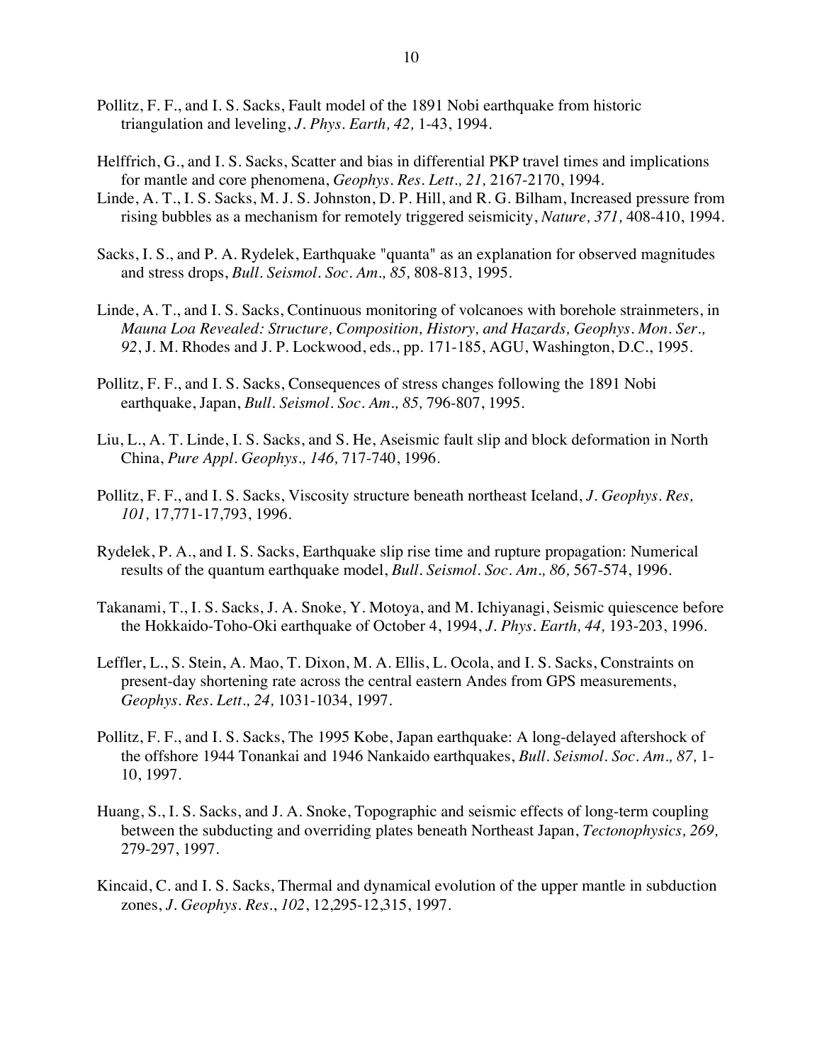Pollitz, F. F., and I. S. Sacks, Fault model of the 1891 Nobi earthquake from historic triangulation and leveling, *J. Phys. Earth, 42,* 1-43, 1994.

Helffrich, G., and I. S. Sacks, Scatter and bias in differential PKP travel times and implications for mantle and core phenomena, *Geophys. Res. Lett., 21,* 2167-2170, 1994.

Linde, A. T., I. S. Sacks, M. J. S. Johnston, D. P. Hill, and R. G. Bilham, Increased pressure from rising bubbles as a mechanism for remotely triggered seismicity, *Nature, 371,* 408-410, 1994.

Sacks, I. S., and P. A. Rydelek, Earthquake "quanta" as an explanation for observed magnitudes and stress drops, *Bull. Seismol. Soc. Am., 85,* 808-813, 1995.

Linde, A. T., and I. S. Sacks, Continuous monitoring of volcanoes with borehole strainmeters, in *Mauna Loa Revealed: Structure, Composition, History, and Hazards, Geophys. Mon. Ser., 92*, J. M. Rhodes and J. P. Lockwood, eds., pp. 171-185, AGU, Washington, D.C., 1995.

Pollitz, F. F., and I. S. Sacks, Consequences of stress changes following the 1891 Nobi earthquake, Japan, *Bull. Seismol. Soc. Am., 85,* 796-807, 1995.

Liu, L., A. T. Linde, I. S. Sacks, and S. He, Aseismic fault slip and block deformation in North China, *Pure Appl. Geophys., 146,* 717-740, 1996.

Pollitz, F. F., and I. S. Sacks, Viscosity structure beneath northeast Iceland, *J. Geophys. Res, 101,* 17,771-17,793, 1996.

Rydelek, P. A., and I. S. Sacks, Earthquake slip rise time and rupture propagation: Numerical results of the quantum earthquake model, *Bull. Seismol. Soc. Am., 86,* 567-574, 1996.

Takanami, T., I. S. Sacks, J. A. Snoke, Y. Motoya, and M. Ichiyanagi, Seismic quiescence before the Hokkaido-Toho-Oki earthquake of October 4, 1994, *J. Phys. Earth, 44,* 193-203, 1996.

Leffler, L., S. Stein, A. Mao, T. Dixon, M. A. Ellis, L. Ocola, and I. S. Sacks, Constraints on present-day shortening rate across the central eastern Andes from GPS measurements, *Geophys. Res. Lett., 24,* 1031-1034, 1997.

Pollitz, F. F., and I. S. Sacks, The 1995 Kobe, Japan earthquake: A long-delayed aftershock of the offshore 1944 Tonankai and 1946 Nankaido earthquakes, *Bull. Seismol. Soc. Am., 87,* 1-10, 1997.

Huang, S., I. S. Sacks, and J. A. Snoke, Topographic and seismic effects of long-term coupling between the subducting and overriding plates beneath Northeast Japan, *Tectonophysics, 269,* 279-297, 1997.

Kincaid, C. and I. S. Sacks, Thermal and dynamical evolution of the upper mantle in subduction zones, *J. Geophys. Res.*, *102*, 12,295-12,315, 1997.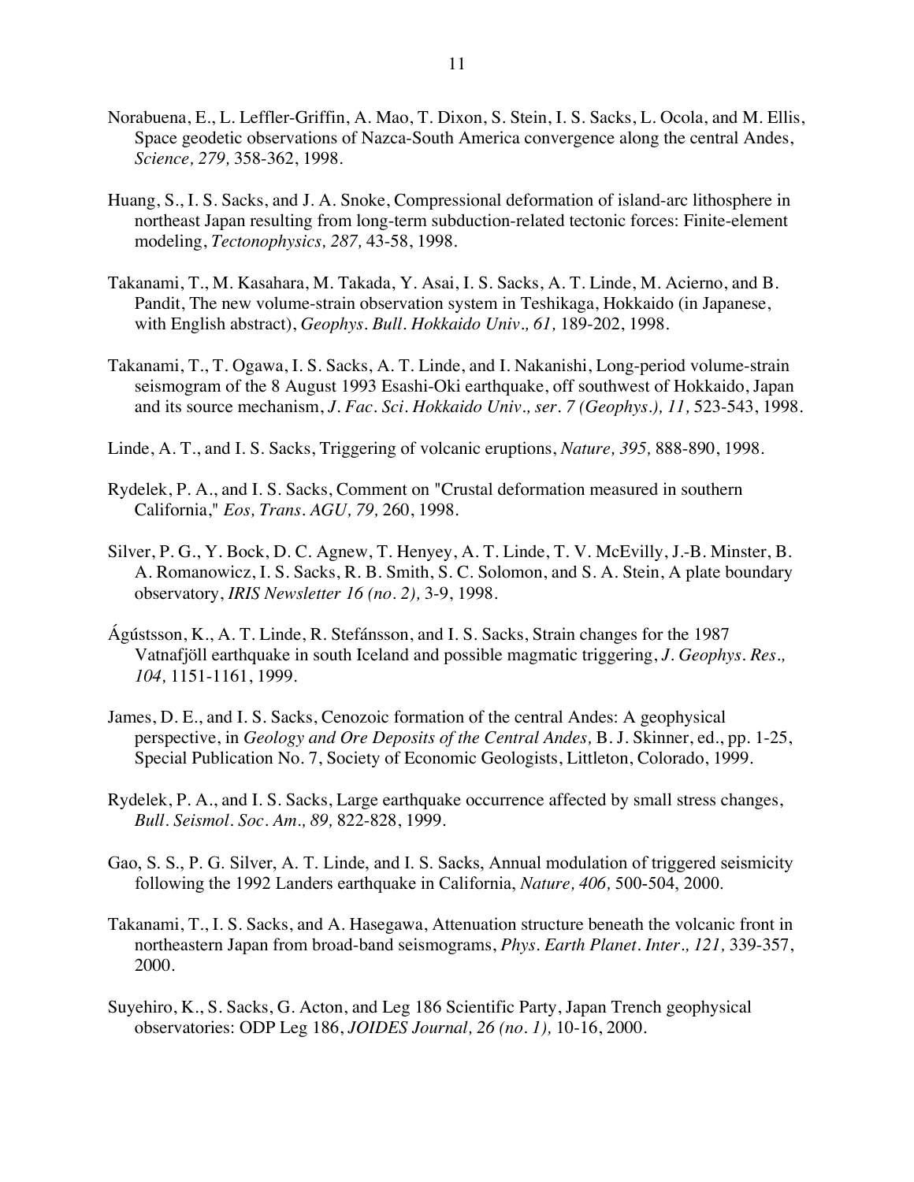Norabuena, E., L. Leffler-Griffin, A. Mao, T. Dixon, S. Stein, I. S. Sacks, L. Ocola, and M. Ellis, Space geodetic observations of Nazca-South America convergence along the central Andes, *Science, 279,* 358-362, 1998.

Huang, S., I. S. Sacks, and J. A. Snoke, Compressional deformation of island-arc lithosphere in northeast Japan resulting from long-term subduction-related tectonic forces: Finite-element modeling, *Tectonophysics, 287,* 43-58, 1998.

Takanami, T., M. Kasahara, M. Takada, Y. Asai, I. S. Sacks, A. T. Linde, M. Acierno, and B. Pandit, The new volume-strain observation system in Teshikaga, Hokkaido (in Japanese, with English abstract), *Geophys. Bull. Hokkaido Univ., 61,* 189-202, 1998.

Takanami, T., T. Ogawa, I. S. Sacks, A. T. Linde, and I. Nakanishi, Long-period volume-strain seismogram of the 8 August 1993 Esashi-Oki earthquake, off southwest of Hokkaido, Japan and its source mechanism, *J. Fac. Sci. Hokkaido Univ., ser. 7 (Geophys.), 11,* 523-543, 1998.

Linde, A. T., and I. S. Sacks, Triggering of volcanic eruptions, *Nature, 395,* 888-890, 1998.

Rydelek, P. A., and I. S. Sacks, Comment on "Crustal deformation measured in southern California," *Eos, Trans. AGU, 79,* 260, 1998.

Silver, P. G., Y. Bock, D. C. Agnew, T. Henyey, A. T. Linde, T. V. McEvilly, J.-B. Minster, B. A. Romanowicz, I. S. Sacks, R. B. Smith, S. C. Solomon, and S. A. Stein, A plate boundary observatory, *IRIS Newsletter 16 (no. 2),* 3-9, 1998.

Ágústsson, K., A. T. Linde, R. Stefánsson, and I. S. Sacks, Strain changes for the 1987 Vatnafjöll earthquake in south Iceland and possible magmatic triggering, *J. Geophys. Res., 104,* 1151-1161, 1999.

James, D. E., and I. S. Sacks, Cenozoic formation of the central Andes: A geophysical perspective, in *Geology and Ore Deposits of the Central Andes,* B. J. Skinner, ed., pp. 1-25, Special Publication No. 7, Society of Economic Geologists, Littleton, Colorado, 1999.

Rydelek, P. A., and I. S. Sacks, Large earthquake occurrence affected by small stress changes, *Bull. Seismol. Soc. Am., 89,* 822-828, 1999.

Gao, S. S., P. G. Silver, A. T. Linde, and I. S. Sacks, Annual modulation of triggered seismicity following the 1992 Landers earthquake in California, *Nature, 406,* 500-504, 2000.

Takanami, T., I. S. Sacks, and A. Hasegawa, Attenuation structure beneath the volcanic front in northeastern Japan from broad-band seismograms, *Phys. Earth Planet. Inter., 121,* 339-357, 2000.

Suyehiro, K., S. Sacks, G. Acton, and Leg 186 Scientific Party, Japan Trench geophysical observatories: ODP Leg 186, *JOIDES Journal, 26 (no. 1),* 10-16, 2000.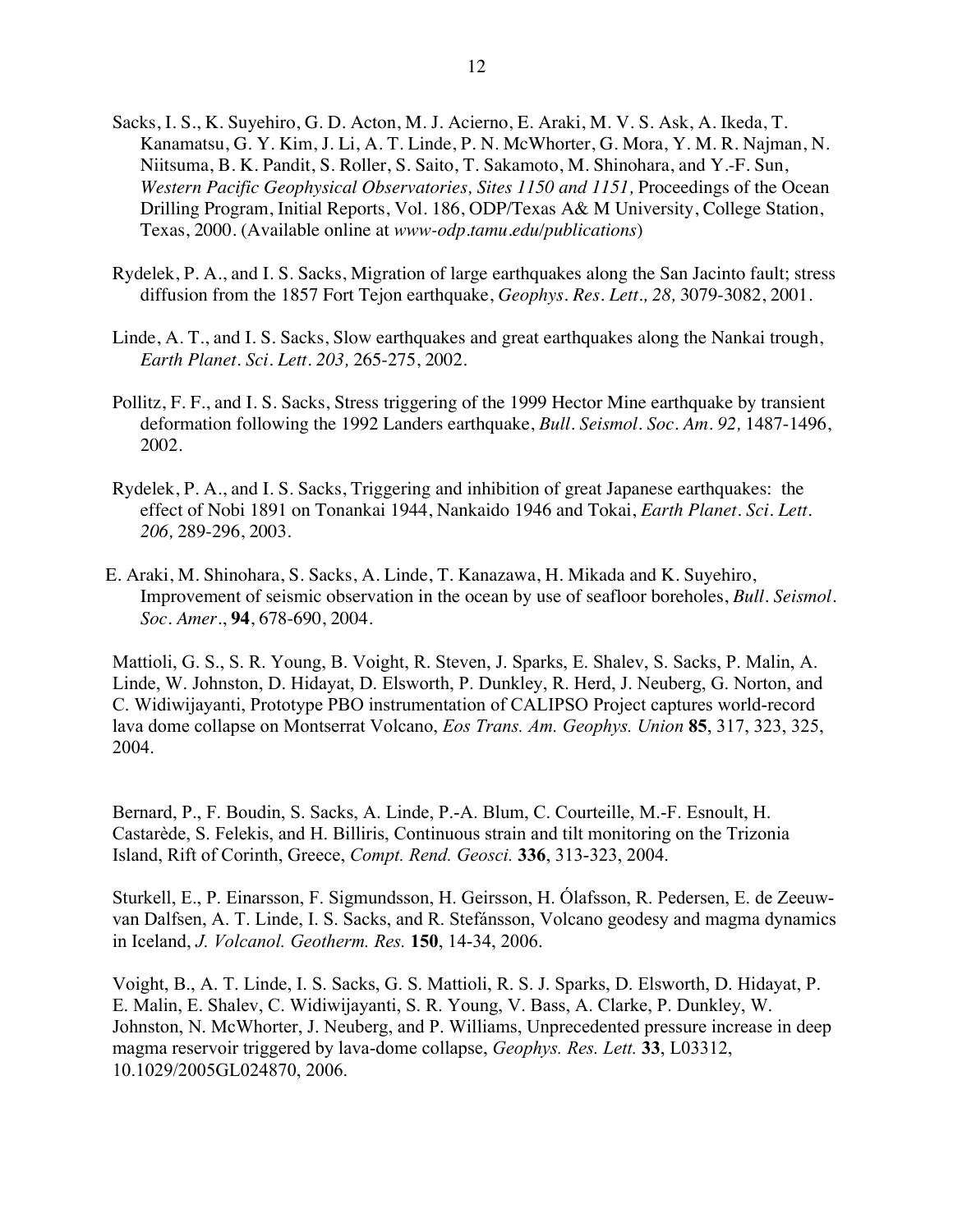Sacks, I. S., K. Suyehiro, G. D. Acton, M. J. Acierno, E. Araki, M. V. S. Ask, A. Ikeda, T. Kanamatsu, G. Y. Kim, J. Li, A. T. Linde, P. N. McWhorter, G. Mora, Y. M. R. Najman, N. Niitsuma, B. K. Pandit, S. Roller, S. Saito, T. Sakamoto, M. Shinohara, and Y.-F. Sun, *Western Pacific Geophysical Observatories, Sites 1150 and 1151,* Proceedings of the Ocean Drilling Program, Initial Reports, Vol. 186, ODP/Texas A& M University, College Station, Texas, 2000. (Available online at *www-odp.tamu.edu/publications*)

Rydelek, P. A., and I. S. Sacks, Migration of large earthquakes along the San Jacinto fault; stress diffusion from the 1857 Fort Tejon earthquake, *Geophys. Res. Lett., 28,* 3079-3082, 2001.

Linde, A. T., and I. S. Sacks, Slow earthquakes and great earthquakes along the Nankai trough, *Earth Planet. Sci. Lett. 203,* 265-275, 2002.

Pollitz, F. F., and I. S. Sacks, Stress triggering of the 1999 Hector Mine earthquake by transient deformation following the 1992 Landers earthquake, *Bull. Seismol. Soc. Am. 92,* 1487-1496, 2002.

Rydelek, P. A., and I. S. Sacks, Triggering and inhibition of great Japanese earthquakes: the effect of Nobi 1891 on Tonankai 1944, Nankaido 1946 and Tokai, *Earth Planet. Sci. Lett. 206,* 289-296, 2003.

E. Araki, M. Shinohara, S. Sacks, A. Linde, T. Kanazawa, H. Mikada and K. Suyehiro, Improvement of seismic observation in the ocean by use of seafloor boreholes, *Bull. Seismol. Soc. Amer*., **94**, 678-690, 2004.

Mattioli, G. S., S. R. Young, B. Voight, R. Steven, J. Sparks, E. Shalev, S. Sacks, P. Malin, A. Linde, W. Johnston, D. Hidayat, D. Elsworth, P. Dunkley, R. Herd, J. Neuberg, G. Norton, and C. Widiwijayanti, Prototype PBO instrumentation of CALIPSO Project captures world-record lava dome collapse on Montserrat Volcano, *Eos Trans. Am. Geophys. Union* **85**, 317, 323, 325, 2004.

Bernard, P., F. Boudin, S. Sacks, A. Linde, P.-A. Blum, C. Courteille, M.-F. Esnoult, H. Castarède, S. Felekis, and H. Billiris, Continuous strain and tilt monitoring on the Trizonia Island, Rift of Corinth, Greece, *Compt. Rend. Geosci.* **336**, 313-323, 2004.

Sturkell, E., P. Einarsson, F. Sigmundsson, H. Geirsson, H. Ólafsson, R. Pedersen, E. de Zeeuw-van Dalfsen, A. T. Linde, I. S. Sacks, and R. Stefánsson, Volcano geodesy and magma dynamics in Iceland, *J. Volcanol. Geotherm. Res.* **150**, 14-34, 2006.

Voight, B., A. T. Linde, I. S. Sacks, G. S. Mattioli, R. S. J. Sparks, D. Elsworth, D. Hidayat, P. E. Malin, E. Shalev, C. Widiwijayanti, S. R. Young, V. Bass, A. Clarke, P. Dunkley, W. Johnston, N. McWhorter, J. Neuberg, and P. Williams, Unprecedented pressure increase in deep magma reservoir triggered by lava-dome collapse, *Geophys. Res. Lett.* **33**, L03312, 10.1029/2005GL024870, 2006.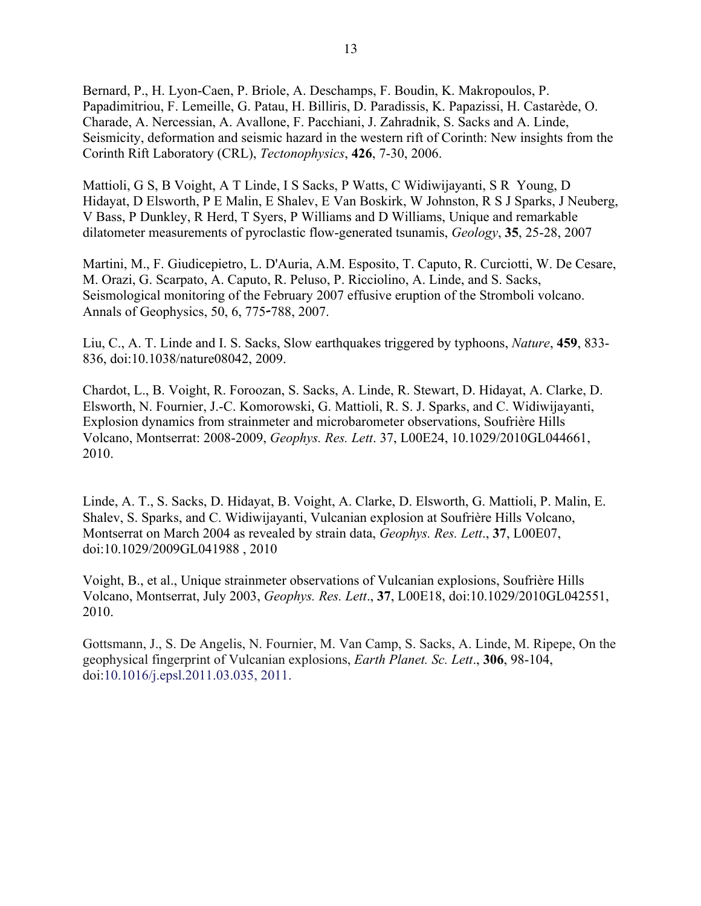Bernard, P., H. Lyon-Caen, P. Briole, A. Deschamps, F. Boudin, K. Makropoulos, P. Papadimitriou, F. Lemeille, G. Patau, H. Billiris, D. Paradissis, K. Papazissi, H. Castarède, O. Charade, A. Nercessian, A. Avallone, F. Pacchiani, J. Zahradnik, S. Sacks and A. Linde, Seismicity, deformation and seismic hazard in the western rift of Corinth: New insights from the Corinth Rift Laboratory (CRL), *Tectonophysics*, **426**, 7-30, 2006.

Mattioli, G S, B Voight, A T Linde, I S Sacks, P Watts, C Widiwijayanti, S R Young, D Hidayat, D Elsworth, P E Malin, E Shalev, E Van Boskirk, W Johnston, R S J Sparks, J Neuberg, V Bass, P Dunkley, R Herd, T Syers, P Williams and D Williams, Unique and remarkable dilatometer measurements of pyroclastic flow-generated tsunamis, *Geology*, **35**, 25-28, 2007

Martini, M., F. Giudicepietro, L. D'Auria, A.M. Esposito, T. Caputo, R. Curciotti, W. De Cesare, M. Orazi, G. Scarpato, A. Caputo, R. Peluso, P. Ricciolino, A. Linde, and S. Sacks, Seismological monitoring of the February 2007 effusive eruption of the Stromboli volcano. Annals of Geophysics, 50, 6, 775-788, 2007.

Liu, C., A. T. Linde and I. S. Sacks, Slow earthquakes triggered by typhoons, *Nature*, **459**, 833-836, doi:10.1038/nature08042, 2009.

Chardot, L., B. Voight, R. Foroozan, S. Sacks, A. Linde, R. Stewart, D. Hidayat, A. Clarke, D. Elsworth, N. Fournier, J.-C. Komorowski, G. Mattioli, R. S. J. Sparks, and C. Widiwijayanti, Explosion dynamics from strainmeter and microbarometer observations, Soufrière Hills Volcano, Montserrat: 2008-2009, *Geophys. Res. Lett*. 37, L00E24, 10.1029/2010GL044661, 2010.

Linde, A. T., S. Sacks, D. Hidayat, B. Voight, A. Clarke, D. Elsworth, G. Mattioli, P. Malin, E. Shalev, S. Sparks, and C. Widiwijayanti, Vulcanian explosion at Soufrière Hills Volcano, Montserrat on March 2004 as revealed by strain data, *Geophys. Res. Lett*., **37**, L00E07, doi:10.1029/2009GL041988 , 2010

Voight, B., et al., Unique strainmeter observations of Vulcanian explosions, Soufrière Hills Volcano, Montserrat, July 2003, *Geophys. Res. Lett*., **37**, L00E18, doi:10.1029/2010GL042551, 2010.

Gottsmann, J., S. De Angelis, N. Fournier, M. Van Camp, S. Sacks, A. Linde, M. Ripepe, On the geophysical fingerprint of Vulcanian explosions, *Earth Planet. Sc. Lett*., **306**, 98-104, doi:10.1016/j.epsl.2011.03.035, 2011.